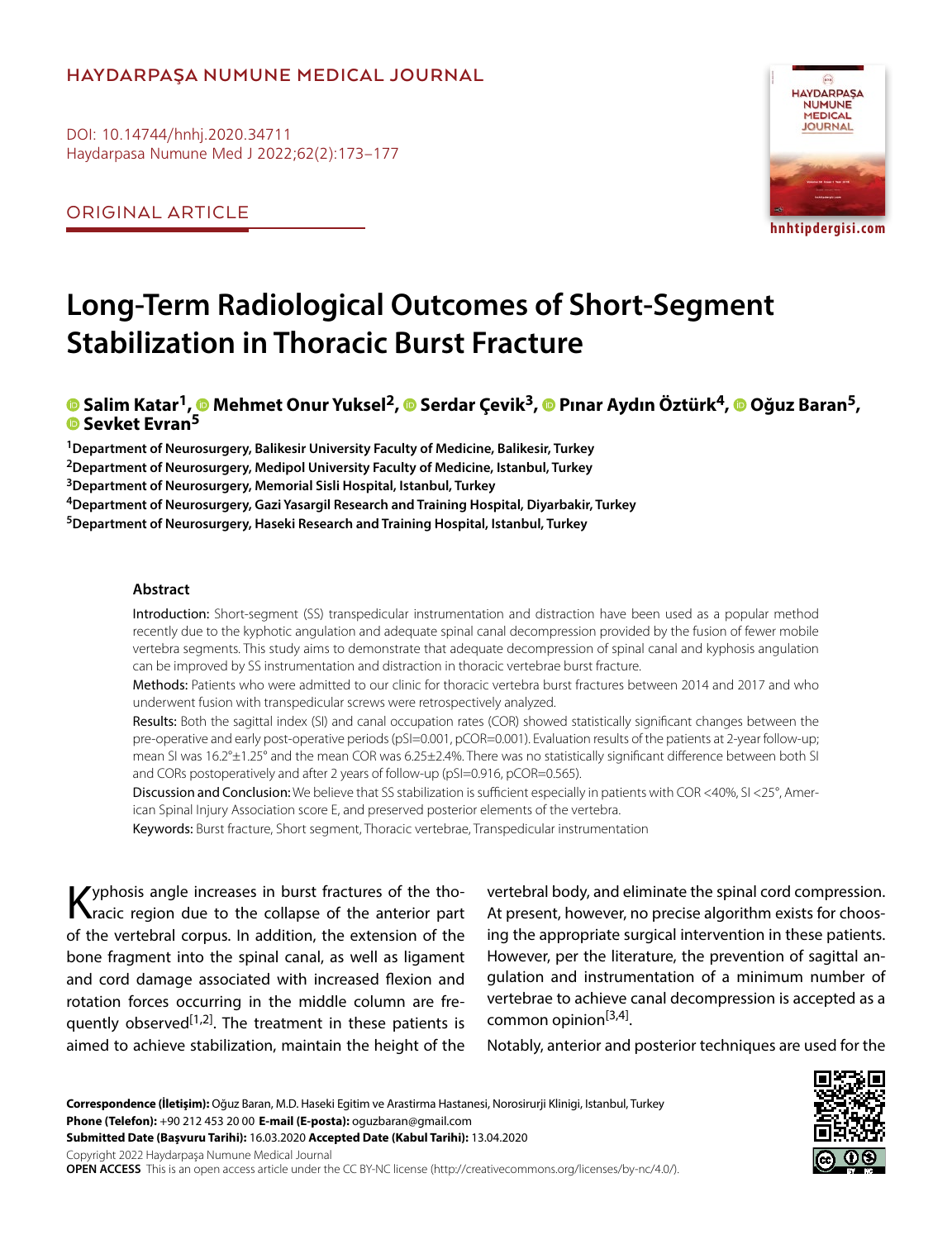HAYDARPAŞA NUMUNE MEDICAL JOURNAL

DOI: 10.14744/hnhj.2020.34711
Haydarpasa Numune Med J 2022;62(2):173–177

ORIGINAL ARTICLE

# Long-Term Radiological Outcomes of Short-Segment Stabilization in Thoracic Burst Fracture

**Salim Katar[1], Mehmet Onur Yuksel[2], Serdar Çevik[3], Pınar Aydın Öztürk[4], Oğuz Baran[5], Sevket Evran[5]**

[1]Department of Neurosurgery, Balikesir University Faculty of Medicine, Balikesir, Turkey
[2]Department of Neurosurgery, Medipol University Faculty of Medicine, Istanbul, Turkey
[3]Department of Neurosurgery, Memorial Sisli Hospital, Istanbul, Turkey
[4]Department of Neurosurgery, Gazi Yasargil Research and Training Hospital, Diyarbakir, Turkey
[5]Department of Neurosurgery, Haseki Research and Training Hospital, Istanbul, Turkey

## Abstract

**Introduction:** Short-segment (SS) transpedicular instrumentation and distraction have been used as a popular method recently due to the kyphotic angulation and adequate spinal canal decompression provided by the fusion of fewer mobile vertebra segments. This study aims to demonstrate that adequate decompression of spinal canal and kyphosis angulation can be improved by SS instrumentation and distraction in thoracic vertebrae burst fracture.

**Methods:** Patients who were admitted to our clinic for thoracic vertebra burst fractures between 2014 and 2017 and who underwent fusion with transpedicular screws were retrospectively analyzed.

**Results:** Both the sagittal index (SI) and canal occupation rates (COR) showed statistically significant changes between the pre-operative and early post-operative periods (pSI=0.001, pCOR=0.001). Evaluation results of the patients at 2-year follow-up; mean SI was 16.2°±1.25° and the mean COR was 6.25±2.4%. There was no statistically significant difference between both SI and CORs postoperatively and after 2 years of follow-up (pSI=0.916, pCOR=0.565).

**Discussion and Conclusion:** We believe that SS stabilization is sufficient especially in patients with COR <40%, SI <25°, American Spinal Injury Association score E, and preserved posterior elements of the vertebra.

**Keywords:** Burst fracture, Short segment, Thoracic vertebrae, Transpedicular instrumentation

Kyphosis angle increases in burst fractures of the thoracic region due to the collapse of the anterior part of the vertebral corpus. In addition, the extension of the bone fragment into the spinal canal, as well as ligament and cord damage associated with increased flexion and rotation forces occurring in the middle column are frequently observed[1,2]. The treatment in these patients is aimed to achieve stabilization, maintain the height of the vertebral body, and eliminate the spinal cord compression. At present, however, no precise algorithm exists for choosing the appropriate surgical intervention in these patients. However, per the literature, the prevention of sagittal angulation and instrumentation of a minimum number of vertebrae to achieve canal decompression is accepted as a common opinion[3,4].

Notably, anterior and posterior techniques are used for the

**Correspondence (İletişim):** Oğuz Baran, M.D. Haseki Egitim ve Arastirma Hastanesi, Norosirurji Klinigi, Istanbul, Turkey
**Phone (Telefon):** +90 212 453 20 00 **E-mail (E-posta):** oguzbaran@gmail.com
**Submitted Date (Başvuru Tarihi):** 16.03.2020 **Accepted Date (Kabul Tarihi):** 13.04.2020
Copyright 2022 Haydarpaşa Numune Medical Journal
**OPEN ACCESS** This is an open access article under the CC BY-NC license (http://creativecommons.org/licenses/by-nc/4.0/).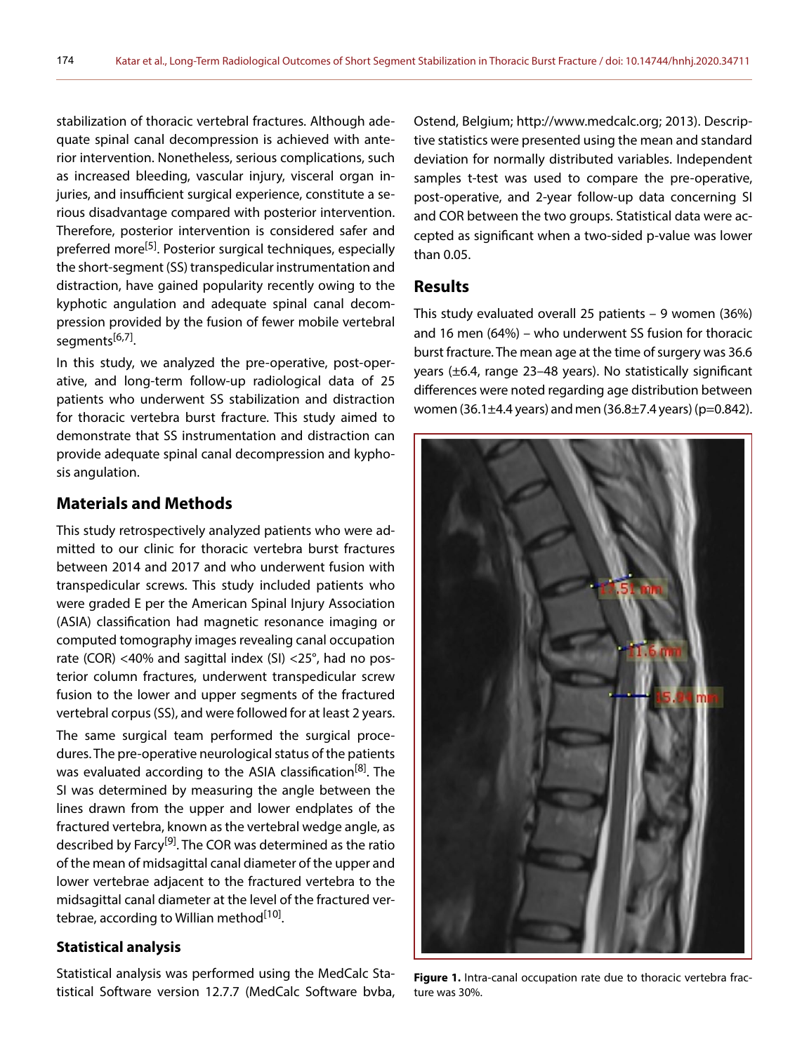stabilization of thoracic vertebral fractures. Although adequate spinal canal decompression is achieved with anterior intervention. Nonetheless, serious complications, such as increased bleeding, vascular injury, visceral organ injuries, and insufficient surgical experience, constitute a serious disadvantage compared with posterior intervention. Therefore, posterior intervention is considered safer and preferred more[5]. Posterior surgical techniques, especially the short-segment (SS) transpedicular instrumentation and distraction, have gained popularity recently owing to the kyphotic angulation and adequate spinal canal decompression provided by the fusion of fewer mobile vertebral segments[6,7].

In this study, we analyzed the pre-operative, post-operative, and long-term follow-up radiological data of 25 patients who underwent SS stabilization and distraction for thoracic vertebra burst fracture. This study aimed to demonstrate that SS instrumentation and distraction can provide adequate spinal canal decompression and kyphosis angulation.

## Materials and Methods

This study retrospectively analyzed patients who were admitted to our clinic for thoracic vertebra burst fractures between 2014 and 2017 and who underwent fusion with transpedicular screws. This study included patients who were graded E per the American Spinal Injury Association (ASIA) classification had magnetic resonance imaging or computed tomography images revealing canal occupation rate (COR) <40% and sagittal index (SI) <25°, had no posterior column fractures, underwent transpedicular screw fusion to the lower and upper segments of the fractured vertebral corpus (SS), and were followed for at least 2 years.

The same surgical team performed the surgical procedures. The pre-operative neurological status of the patients was evaluated according to the ASIA classification[8]. The SI was determined by measuring the angle between the lines drawn from the upper and lower endplates of the fractured vertebra, known as the vertebral wedge angle, as described by Farcy[9]. The COR was determined as the ratio of the mean of midsagittal canal diameter of the upper and lower vertebrae adjacent to the fractured vertebra to the midsagittal canal diameter at the level of the fractured vertebrae, according to Willian method[10].

### Statistical analysis

Statistical analysis was performed using the MedCalc Statistical Software version 12.7.7 (MedCalc Software bvba, Ostend, Belgium; http://www.medcalc.org; 2013). Descriptive statistics were presented using the mean and standard deviation for normally distributed variables. Independent samples t-test was used to compare the pre-operative, post-operative, and 2-year follow-up data concerning SI and COR between the two groups. Statistical data were accepted as significant when a two-sided p-value was lower than 0.05.

## Results

This study evaluated overall 25 patients – 9 women (36%) and 16 men (64%) – who underwent SS fusion for thoracic burst fracture. The mean age at the time of surgery was 36.6 years (±6.4, range 23–48 years). No statistically significant differences were noted regarding age distribution between women (36.1±4.4 years) and men (36.8±7.4 years) ($p=0.842$).

**Figure 1.** Intra-canal occupation rate due to thoracic vertebra fracture was 30%.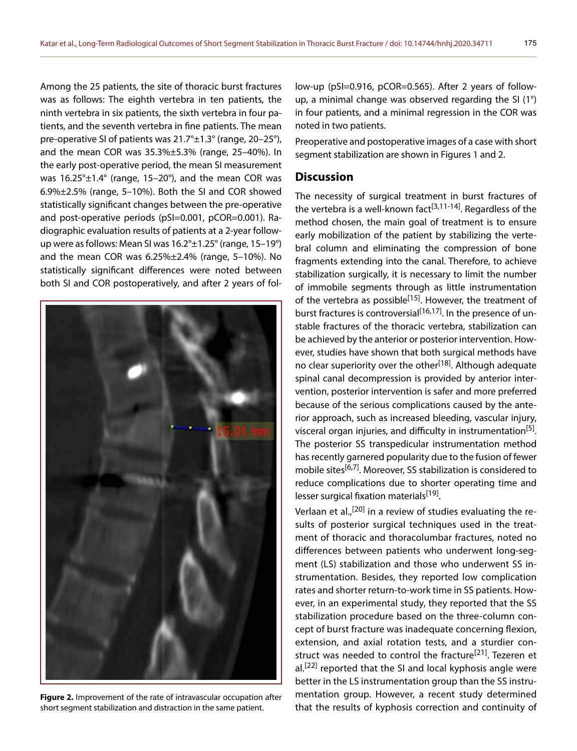Among the 25 patients, the site of thoracic burst fractures was as follows: The eighth vertebra in ten patients, the ninth vertebra in six patients, the sixth vertebra in four patients, and the seventh vertebra in fine patients. The mean pre-operative SI of patients was 21.7°±1.3° (range, 20–25°), and the mean COR was 35.3%±5.3% (range, 25–40%). In the early post-operative period, the mean SI measurement was 16.25°±1.4° (range, 15–20°), and the mean COR was 6.9%±2.5% (range, 5–10%). Both the SI and COR showed statistically significant changes between the pre-operative and post-operative periods (pSI=0.001, pCOR=0.001). Radiographic evaluation results of patients at a 2-year follow-up were as follows: Mean SI was 16.2°±1.25° (range, 15–19°) and the mean COR was 6.25%±2.4% (range, 5–10%). No statistically significant differences were noted between both SI and COR postoperatively, and after 2 years of follow-up (pSI=0.916, pCOR=0.565). After 2 years of follow-up, a minimal change was observed regarding the SI (1°) in four patients, and a minimal regression in the COR was noted in two patients.

Preoperative and postoperative images of a case with short segment stabilization are shown in Figures 1 and 2.

**Figure 2.** Improvement of the rate of intravascular occupation after short segment stabilization and distraction in the same patient.

## Discussion

The necessity of surgical treatment in burst fractures of the vertebra is a well-known fact[3,11-14]. Regardless of the method chosen, the main goal of treatment is to ensure early mobilization of the patient by stabilizing the vertebral column and eliminating the compression of bone fragments extending into the canal. Therefore, to achieve stabilization surgically, it is necessary to limit the number of immobile segments through as little instrumentation of the vertebra as possible[15]. However, the treatment of burst fractures is controversial[16,17]. In the presence of unstable fractures of the thoracic vertebra, stabilization can be achieved by the anterior or posterior intervention. However, studies have shown that both surgical methods have no clear superiority over the other[18]. Although adequate spinal canal decompression is provided by anterior intervention, posterior intervention is safer and more preferred because of the serious complications caused by the anterior approach, such as increased bleeding, vascular injury, visceral organ injuries, and difficulty in instrumentation[5]. The posterior SS transpedicular instrumentation method has recently garnered popularity due to the fusion of fewer mobile sites[6,7]. Moreover, SS stabilization is considered to reduce complications due to shorter operating time and lesser surgical fixation materials[19].

Verlaan et al.,[20] in a review of studies evaluating the results of posterior surgical techniques used in the treatment of thoracic and thoracolumbar fractures, noted no differences between patients who underwent long-segment (LS) stabilization and those who underwent SS instrumentation. Besides, they reported low complication rates and shorter return-to-work time in SS patients. However, in an experimental study, they reported that the SS stabilization procedure based on the three-column concept of burst fracture was inadequate concerning flexion, extension, and axial rotation tests, and a sturdier construct was needed to control the fracture[21]. Tezeren et al.[22] reported that the SI and local kyphosis angle were better in the LS instrumentation group than the SS instrumentation group. However, a recent study determined that the results of kyphosis correction and continuity of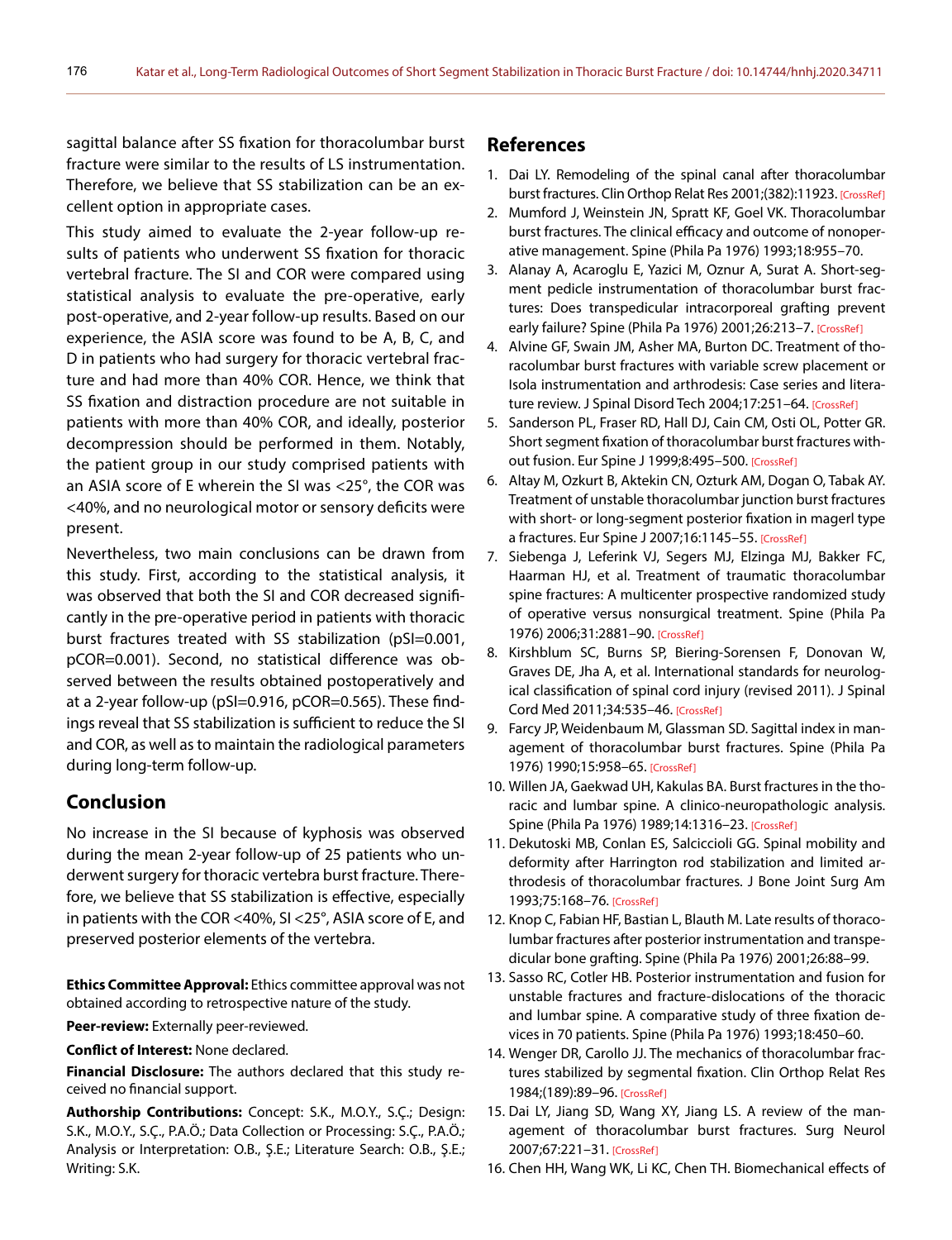sagittal balance after SS fixation for thoracolumbar burst fracture were similar to the results of LS instrumentation. Therefore, we believe that SS stabilization can be an excellent option in appropriate cases.

This study aimed to evaluate the 2-year follow-up results of patients who underwent SS fixation for thoracic vertebral fracture. The SI and COR were compared using statistical analysis to evaluate the pre-operative, early post-operative, and 2-year follow-up results. Based on our experience, the ASIA score was found to be A, B, C, and D in patients who had surgery for thoracic vertebral fracture and had more than 40% COR. Hence, we think that SS fixation and distraction procedure are not suitable in patients with more than 40% COR, and ideally, posterior decompression should be performed in them. Notably, the patient group in our study comprised patients with an ASIA score of E wherein the SI was <25°, the COR was <40%, and no neurological motor or sensory deficits were present.

Nevertheless, two main conclusions can be drawn from this study. First, according to the statistical analysis, it was observed that both the SI and COR decreased significantly in the pre-operative period in patients with thoracic burst fractures treated with SS stabilization (pSI=0.001, pCOR=0.001). Second, no statistical difference was observed between the results obtained postoperatively and at a 2-year follow-up (pSI=0.916, pCOR=0.565). These findings reveal that SS stabilization is sufficient to reduce the SI and COR, as well as to maintain the radiological parameters during long-term follow-up.

## Conclusion

No increase in the SI because of kyphosis was observed during the mean 2-year follow-up of 25 patients who underwent surgery for thoracic vertebra burst fracture. Therefore, we believe that SS stabilization is effective, especially in patients with the COR <40%, SI <25°, ASIA score of E, and preserved posterior elements of the vertebra.

**Ethics Committee Approval:** Ethics committee approval was not obtained according to retrospective nature of the study.

**Peer-review:** Externally peer-reviewed.

**Conflict of Interest:** None declared.

**Financial Disclosure:** The authors declared that this study received no financial support.

**Authorship Contributions:** Concept: S.K., M.O.Y., S.Ç.; Design: S.K., M.O.Y., S.Ç., P.A.Ö.; Data Collection or Processing: S.Ç., P.A.Ö.; Analysis or Interpretation: O.B., Ş.E.; Literature Search: O.B., Ş.E.; Writing: S.K.

## References

1. Dai LY. Remodeling of the spinal canal after thoracolumbar burst fractures. Clin Orthop Relat Res 2001;(382):11923. [CrossRef]
2. Mumford J, Weinstein JN, Spratt KF, Goel VK. Thoracolumbar burst fractures. The clinical efficacy and outcome of nonoperative management. Spine (Phila Pa 1976) 1993;18:955–70.
3. Alanay A, Acaroglu E, Yazici M, Oznur A, Surat A. Short-segment pedicle instrumentation of thoracolumbar burst fractures: Does transpedicular intracorporeal grafting prevent early failure? Spine (Phila Pa 1976) 2001;26:213–7. [CrossRef]
4. Alvine GF, Swain JM, Asher MA, Burton DC. Treatment of thoracolumbar burst fractures with variable screw placement or Isola instrumentation and arthrodesis: Case series and literature review. J Spinal Disord Tech 2004;17:251–64. [CrossRef]
5. Sanderson PL, Fraser RD, Hall DJ, Cain CM, Osti OL, Potter GR. Short segment fixation of thoracolumbar burst fractures without fusion. Eur Spine J 1999;8:495–500. [CrossRef]
6. Altay M, Ozkurt B, Aktekin CN, Ozturk AM, Dogan O, Tabak AY. Treatment of unstable thoracolumbar junction burst fractures with short- or long-segment posterior fixation in magerl type a fractures. Eur Spine J 2007;16:1145–55. [CrossRef]
7. Siebenga J, Leferink VJ, Segers MJ, Elzinga MJ, Bakker FC, Haarman HJ, et al. Treatment of traumatic thoracolumbar spine fractures: A multicenter prospective randomized study of operative versus nonsurgical treatment. Spine (Phila Pa 1976) 2006;31:2881–90. [CrossRef]
8. Kirshblum SC, Burns SP, Biering-Sorensen F, Donovan W, Graves DE, Jha A, et al. International standards for neurological classification of spinal cord injury (revised 2011). J Spinal Cord Med 2011;34:535–46. [CrossRef]
9. Farcy JP, Weidenbaum M, Glassman SD. Sagittal index in management of thoracolumbar burst fractures. Spine (Phila Pa 1976) 1990;15:958–65. [CrossRef]
10. Willen JA, Gaekwad UH, Kakulas BA. Burst fractures in the thoracic and lumbar spine. A clinico-neuropathologic analysis. Spine (Phila Pa 1976) 1989;14:1316–23. [CrossRef]
11. Dekutoski MB, Conlan ES, Salciccioli GG. Spinal mobility and deformity after Harrington rod stabilization and limited arthrodesis of thoracolumbar fractures. J Bone Joint Surg Am 1993;75:168–76. [CrossRef]
12. Knop C, Fabian HF, Bastian L, Blauth M. Late results of thoracolumbar fractures after posterior instrumentation and transpedicular bone grafting. Spine (Phila Pa 1976) 2001;26:88–99.
13. Sasso RC, Cotler HB. Posterior instrumentation and fusion for unstable fractures and fracture-dislocations of the thoracic and lumbar spine. A comparative study of three fixation devices in 70 patients. Spine (Phila Pa 1976) 1993;18:450–60.
14. Wenger DR, Carollo JJ. The mechanics of thoracolumbar fractures stabilized by segmental fixation. Clin Orthop Relat Res 1984;(189):89–96. [CrossRef]
15. Dai LY, Jiang SD, Wang XY, Jiang LS. A review of the management of thoracolumbar burst fractures. Surg Neurol 2007;67:221–31. [CrossRef]
16. Chen HH, Wang WK, Li KC, Chen TH. Biomechanical effects of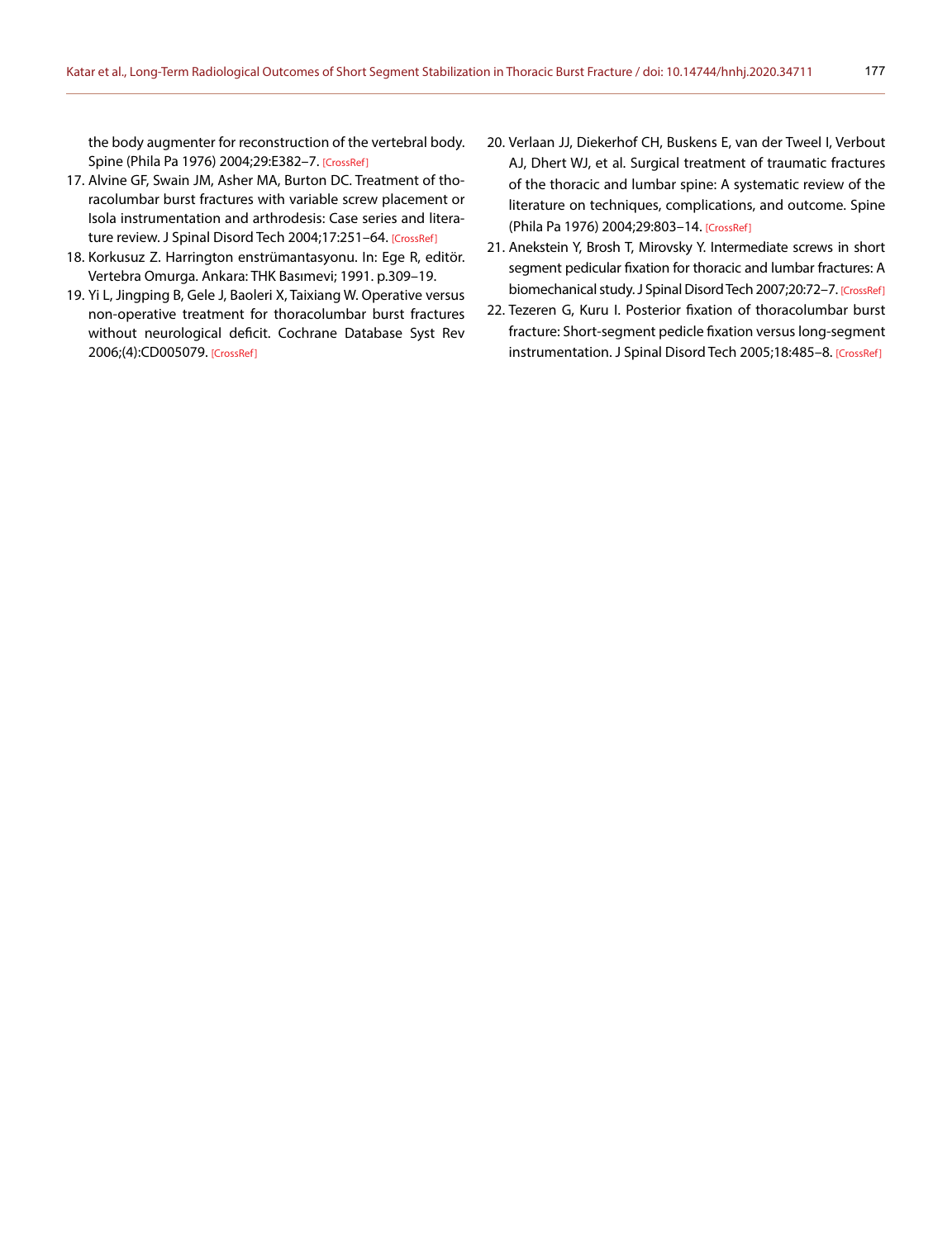the body augmenter for reconstruction of the vertebral body. Spine (Phila Pa 1976) 2004;29:E382–7. [CrossRef]

17. Alvine GF, Swain JM, Asher MA, Burton DC. Treatment of thoracolumbar burst fractures with variable screw placement or Isola instrumentation and arthrodesis: Case series and literature review. J Spinal Disord Tech 2004;17:251–64. [CrossRef]
18. Korkusuz Z. Harrington enstrümantasyonu. In: Ege R, editör. Vertebra Omurga. Ankara: THK Basımevi; 1991. p.309–19.
19. Yi L, Jingping B, Gele J, Baoleri X, Taixiang W. Operative versus non-operative treatment for thoracolumbar burst fractures without neurological deficit. Cochrane Database Syst Rev 2006;(4):CD005079. [CrossRef]
20. Verlaan JJ, Diekerhof CH, Buskens E, van der Tweel I, Verbout AJ, Dhert WJ, et al. Surgical treatment of traumatic fractures of the thoracic and lumbar spine: A systematic review of the literature on techniques, complications, and outcome. Spine (Phila Pa 1976) 2004;29:803–14. [CrossRef]
21. Anekstein Y, Brosh T, Mirovsky Y. Intermediate screws in short segment pedicular fixation for thoracic and lumbar fractures: A biomechanical study. J Spinal Disord Tech 2007;20:72–7. [CrossRef]
22. Tezeren G, Kuru I. Posterior fixation of thoracolumbar burst fracture: Short-segment pedicle fixation versus long-segment instrumentation. J Spinal Disord Tech 2005;18:485–8. [CrossRef]